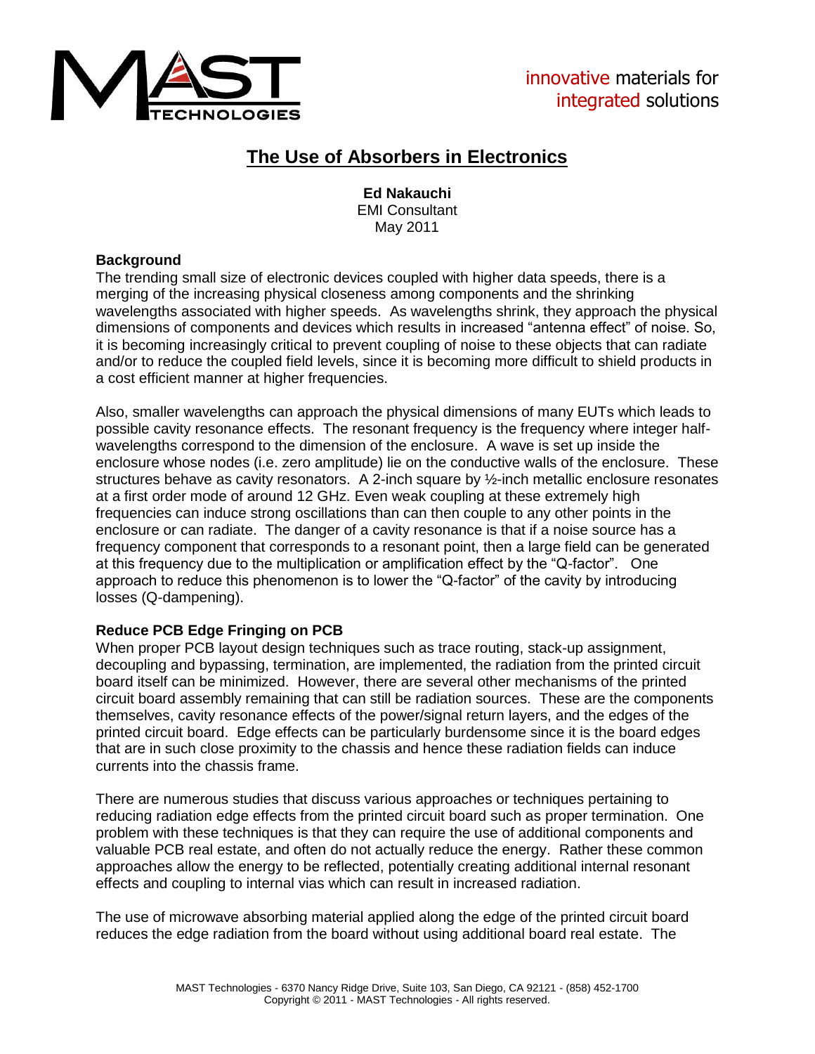innovative materials for integrated solutions

# The Use of Absorbers in Electronics

**Ed Nakauchi**
EMI Consultant
May 2011

## Background

The trending small size of electronic devices coupled with higher data speeds, there is a merging of the increasing physical closeness among components and the shrinking wavelengths associated with higher speeds. As wavelengths shrink, they approach the physical dimensions of components and devices which results in increased "antenna effect" of noise. So, it is becoming increasingly critical to prevent coupling of noise to these objects that can radiate and/or to reduce the coupled field levels, since it is becoming more difficult to shield products in a cost efficient manner at higher frequencies.

Also, smaller wavelengths can approach the physical dimensions of many EUTs which leads to possible cavity resonance effects. The resonant frequency is the frequency where integer half-wavelengths correspond to the dimension of the enclosure. A wave is set up inside the enclosure whose nodes (i.e. zero amplitude) lie on the conductive walls of the enclosure. These structures behave as cavity resonators. A 2-inch square by ½-inch metallic enclosure resonates at a first order mode of around 12 GHz. Even weak coupling at these extremely high frequencies can induce strong oscillations than can then couple to any other points in the enclosure or can radiate. The danger of a cavity resonance is that if a noise source has a frequency component that corresponds to a resonant point, then a large field can be generated at this frequency due to the multiplication or amplification effect by the "Q-factor". One approach to reduce this phenomenon is to lower the "Q-factor" of the cavity by introducing losses (Q-dampening).

## Reduce PCB Edge Fringing on PCB

When proper PCB layout design techniques such as trace routing, stack-up assignment, decoupling and bypassing, termination, are implemented, the radiation from the printed circuit board itself can be minimized. However, there are several other mechanisms of the printed circuit board assembly remaining that can still be radiation sources. These are the components themselves, cavity resonance effects of the power/signal return layers, and the edges of the printed circuit board. Edge effects can be particularly burdensome since it is the board edges that are in such close proximity to the chassis and hence these radiation fields can induce currents into the chassis frame.

There are numerous studies that discuss various approaches or techniques pertaining to reducing radiation edge effects from the printed circuit board such as proper termination. One problem with these techniques is that they can require the use of additional components and valuable PCB real estate, and often do not actually reduce the energy. Rather these common approaches allow the energy to be reflected, potentially creating additional internal resonant effects and coupling to internal vias which can result in increased radiation.

The use of microwave absorbing material applied along the edge of the printed circuit board reduces the edge radiation from the board without using additional board real estate. The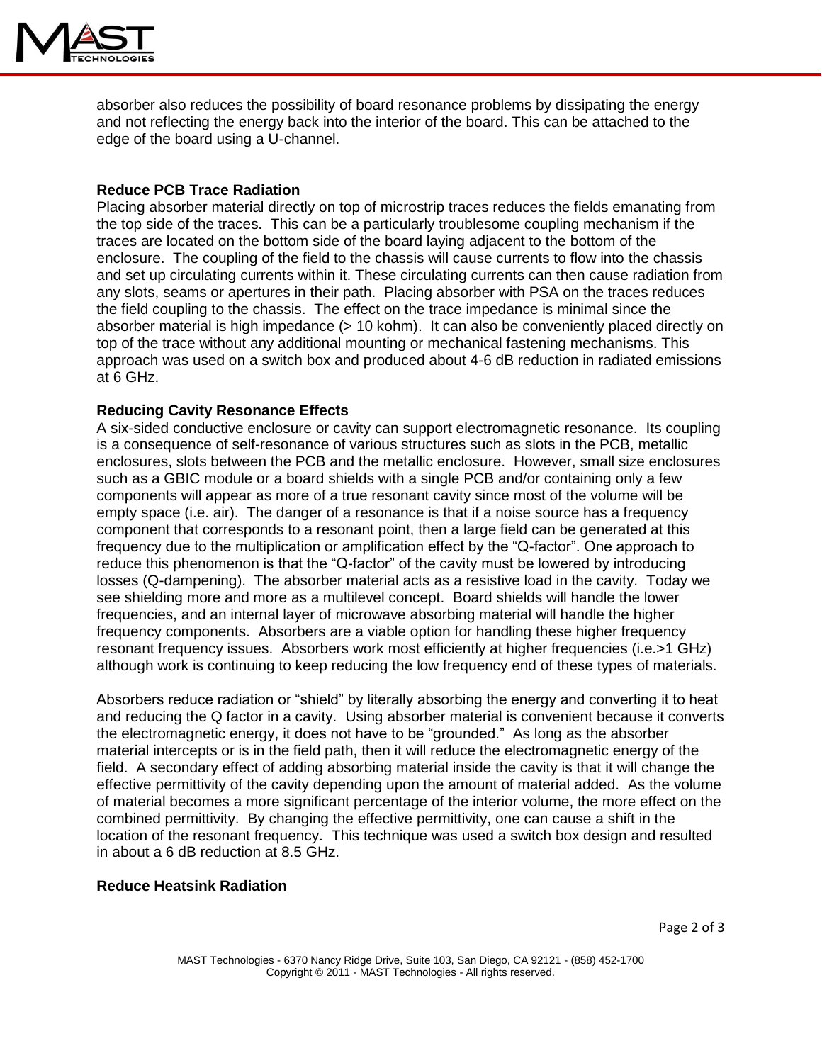absorber also reduces the possibility of board resonance problems by dissipating the energy and not reflecting the energy back into the interior of the board. This can be attached to the edge of the board using a U-channel.

**Reduce PCB Trace Radiation**

Placing absorber material directly on top of microstrip traces reduces the fields emanating from the top side of the traces. This can be a particularly troublesome coupling mechanism if the traces are located on the bottom side of the board laying adjacent to the bottom of the enclosure. The coupling of the field to the chassis will cause currents to flow into the chassis and set up circulating currents within it. These circulating currents can then cause radiation from any slots, seams or apertures in their path. Placing absorber with PSA on the traces reduces the field coupling to the chassis. The effect on the trace impedance is minimal since the absorber material is high impedance (> 10 kohm). It can also be conveniently placed directly on top of the trace without any additional mounting or mechanical fastening mechanisms. This approach was used on a switch box and produced about 4-6 dB reduction in radiated emissions at 6 GHz.

**Reducing Cavity Resonance Effects**

A six-sided conductive enclosure or cavity can support electromagnetic resonance. Its coupling is a consequence of self-resonance of various structures such as slots in the PCB, metallic enclosures, slots between the PCB and the metallic enclosure. However, small size enclosures such as a GBIC module or a board shields with a single PCB and/or containing only a few components will appear as more of a true resonant cavity since most of the volume will be empty space (i.e. air). The danger of a resonance is that if a noise source has a frequency component that corresponds to a resonant point, then a large field can be generated at this frequency due to the multiplication or amplification effect by the "Q-factor". One approach to reduce this phenomenon is that the "Q-factor" of the cavity must be lowered by introducing losses (Q-dampening). The absorber material acts as a resistive load in the cavity. Today we see shielding more and more as a multilevel concept. Board shields will handle the lower frequencies, and an internal layer of microwave absorbing material will handle the higher frequency components. Absorbers are a viable option for handling these higher frequency resonant frequency issues. Absorbers work most efficiently at higher frequencies (i.e.>1 GHz) although work is continuing to keep reducing the low frequency end of these types of materials.

Absorbers reduce radiation or "shield" by literally absorbing the energy and converting it to heat and reducing the Q factor in a cavity. Using absorber material is convenient because it converts the electromagnetic energy, it does not have to be "grounded." As long as the absorber material intercepts or is in the field path, then it will reduce the electromagnetic energy of the field. A secondary effect of adding absorbing material inside the cavity is that it will change the effective permittivity of the cavity depending upon the amount of material added. As the volume of material becomes a more significant percentage of the interior volume, the more effect on the combined permittivity. By changing the effective permittivity, one can cause a shift in the location of the resonant frequency. This technique was used a switch box design and resulted in about a 6 dB reduction at 8.5 GHz.

**Reduce Heatsink Radiation**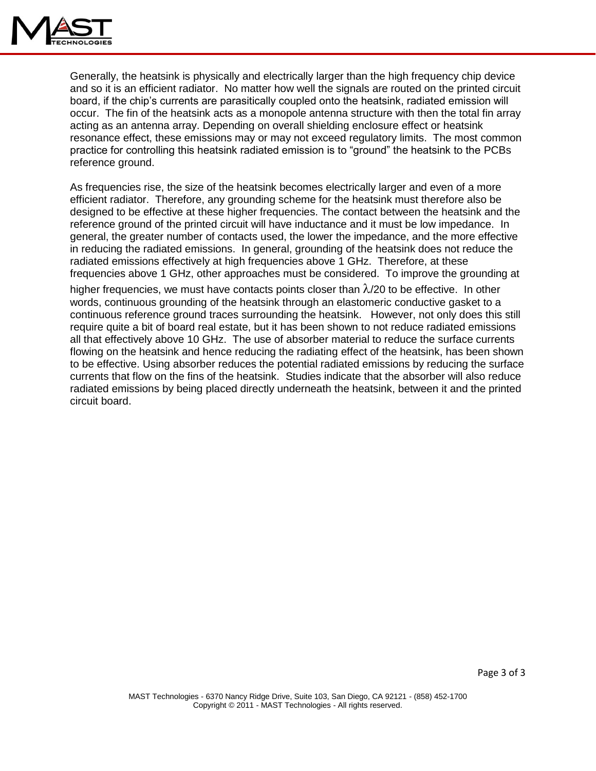Generally, the heatsink is physically and electrically larger than the high frequency chip device and so it is an efficient radiator. No matter how well the signals are routed on the printed circuit board, if the chip's currents are parasitically coupled onto the heatsink, radiated emission will occur. The fin of the heatsink acts as a monopole antenna structure with then the total fin array acting as an antenna array. Depending on overall shielding enclosure effect or heatsink resonance effect, these emissions may or may not exceed regulatory limits. The most common practice for controlling this heatsink radiated emission is to "ground" the heatsink to the PCBs reference ground.

As frequencies rise, the size of the heatsink becomes electrically larger and even of a more efficient radiator. Therefore, any grounding scheme for the heatsink must therefore also be designed to be effective at these higher frequencies. The contact between the heatsink and the reference ground of the printed circuit will have inductance and it must be low impedance. In general, the greater number of contacts used, the lower the impedance, and the more effective in reducing the radiated emissions. In general, grounding of the heatsink does not reduce the radiated emissions effectively at high frequencies above 1 GHz. Therefore, at these frequencies above 1 GHz, other approaches must be considered. To improve the grounding at higher frequencies, we must have contacts points closer than $\lambda/20$ to be effective. In other words, continuous grounding of the heatsink through an elastomeric conductive gasket to a continuous reference ground traces surrounding the heatsink. However, not only does this still require quite a bit of board real estate, but it has been shown to not reduce radiated emissions all that effectively above 10 GHz. The use of absorber material to reduce the surface currents flowing on the heatsink and hence reducing the radiating effect of the heatsink, has been shown to be effective. Using absorber reduces the potential radiated emissions by reducing the surface currents that flow on the fins of the heatsink. Studies indicate that the absorber will also reduce radiated emissions by being placed directly underneath the heatsink, between it and the printed circuit board.

MAST Technologies - 6370 Nancy Ridge Drive, Suite 103, San Diego, CA 92121 - (858) 452-1700
Copyright © 2011 - MAST Technologies - All rights reserved.